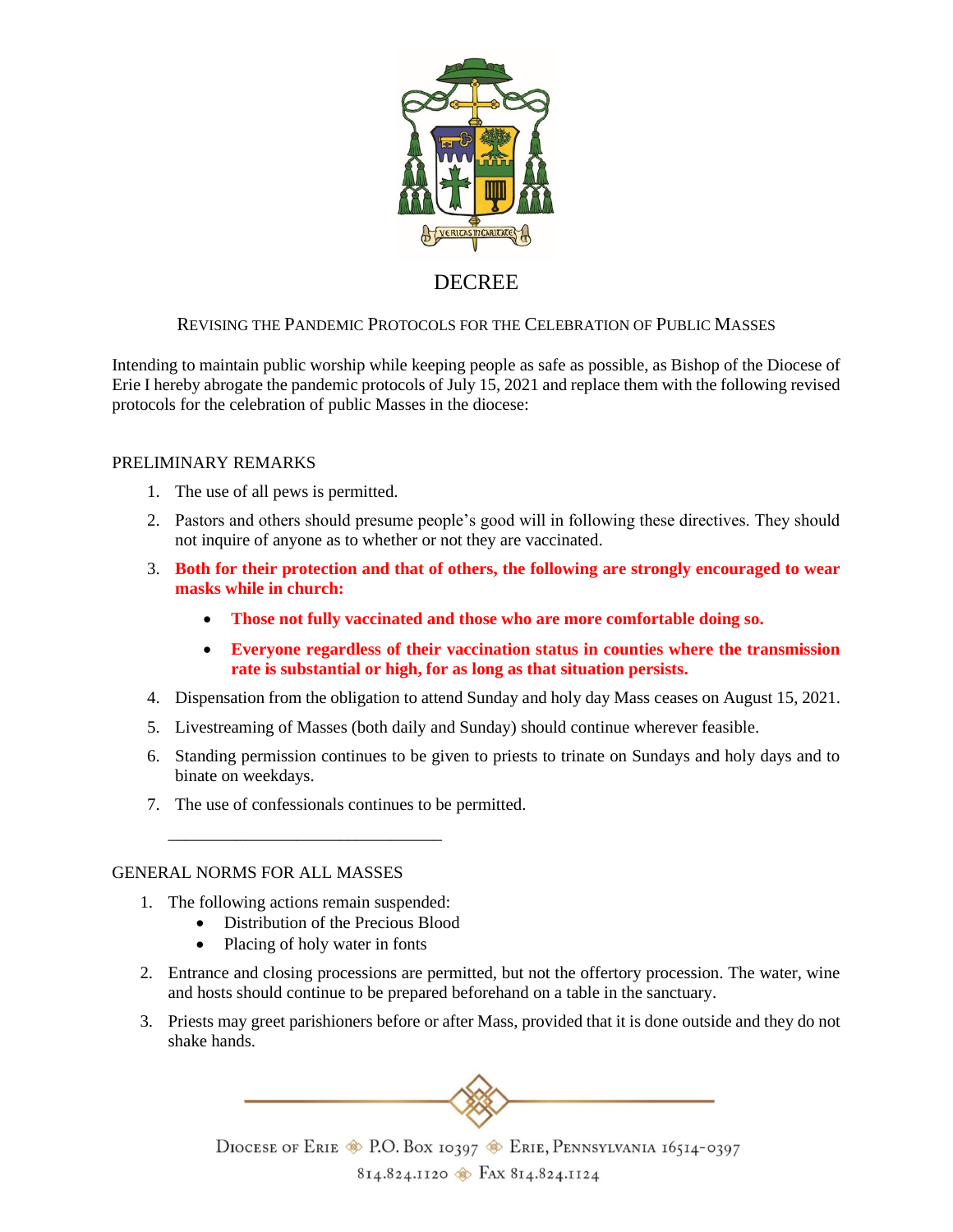# DECREE

## Revising the Pandemic Protocols for the Celebration of Public Masses

Intending to maintain public worship while keeping people as safe as possible, as Bishop of the Diocese of Erie I hereby abrogate the pandemic protocols of July 15, 2021 and replace them with the following revised protocols for the celebration of public Masses in the diocese:

### PRELIMINARY REMARKS

1. The use of all pews is permitted.
2. Pastors and others should presume people's good will in following these directives. They should not inquire of anyone as to whether or not they are vaccinated.
3. **Both for their protection and that of others, the following are strongly encouraged to wear masks while in church:**
   - **Those not fully vaccinated and those who are more comfortable doing so.**
   - **Everyone regardless of their vaccination status in counties where the transmission rate is substantial or high, for as long as that situation persists.**
4. Dispensation from the obligation to attend Sunday and holy day Mass ceases on August 15, 2021.
5. Livestreaming of Masses (both daily and Sunday) should continue wherever feasible.
6. Standing permission continues to be given to priests to trinate on Sundays and holy days and to binate on weekdays.
7. The use of confessionals continues to be permitted.

---

### GENERAL NORMS FOR ALL MASSES

1. The following actions remain suspended:
   - Distribution of the Precious Blood
   - Placing of holy water in fonts
2. Entrance and closing processions are permitted, but not the offertory procession. The water, wine and hosts should continue to be prepared beforehand on a table in the sanctuary.
3. Priests may greet parishioners before or after Mass, provided that it is done outside and they do not shake hands.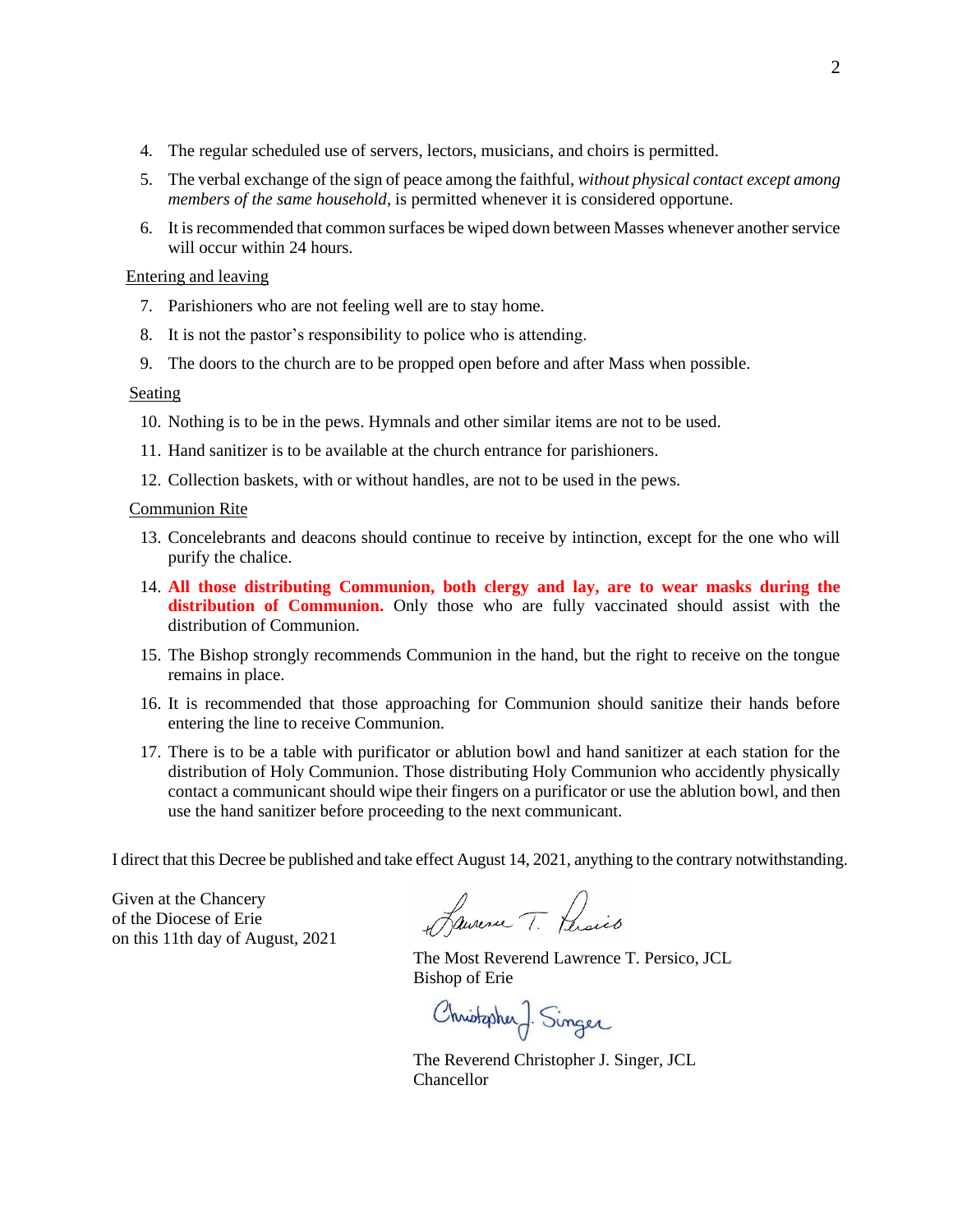4. The regular scheduled use of servers, lectors, musicians, and choirs is permitted.
5. The verbal exchange of the sign of peace among the faithful, *without physical contact except among members of the same household*, is permitted whenever it is considered opportune.
6. It is recommended that common surfaces be wiped down between Masses whenever another service will occur within 24 hours.

Entering and leaving

7. Parishioners who are not feeling well are to stay home.
8. It is not the pastor's responsibility to police who is attending.
9. The doors to the church are to be propped open before and after Mass when possible.

Seating

10. Nothing is to be in the pews. Hymnals and other similar items are not to be used.
11. Hand sanitizer is to be available at the church entrance for parishioners.
12. Collection baskets, with or without handles, are not to be used in the pews.

Communion Rite

13. Concelebrants and deacons should continue to receive by intinction, except for the one who will purify the chalice.
14. **All those distributing Communion, both clergy and lay, are to wear masks during the distribution of Communion.** Only those who are fully vaccinated should assist with the distribution of Communion.
15. The Bishop strongly recommends Communion in the hand, but the right to receive on the tongue remains in place.
16. It is recommended that those approaching for Communion should sanitize their hands before entering the line to receive Communion.
17. There is to be a table with purificator or ablution bowl and hand sanitizer at each station for the distribution of Holy Communion. Those distributing Holy Communion who accidently physically contact a communicant should wipe their fingers on a purificator or use the ablution bowl, and then use the hand sanitizer before proceeding to the next communicant.

I direct that this Decree be published and take effect August 14, 2021, anything to the contrary notwithstanding.

Given at the Chancery
of the Diocese of Erie
on this 11th day of August, 2021

The Most Reverend Lawrence T. Persico, JCL
Bishop of Erie

The Reverend Christopher J. Singer, JCL
Chancellor